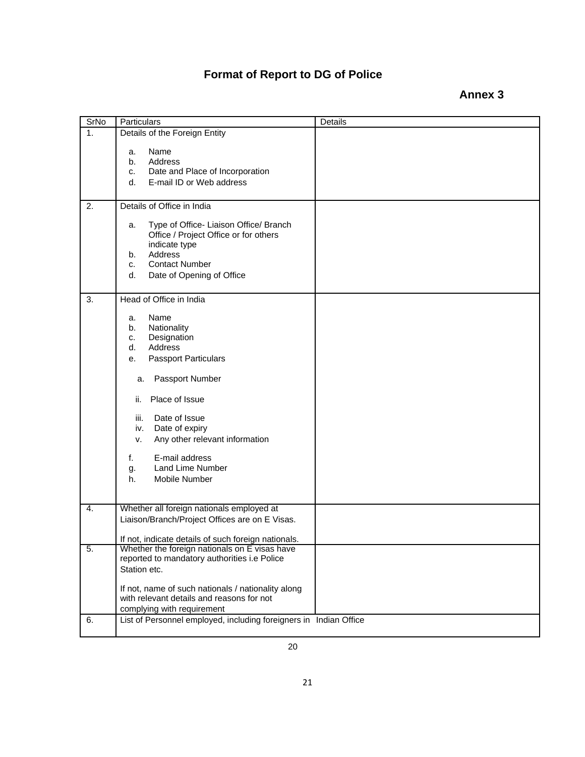# Format of Report to DG of Police

**Annex 3**

| SrNo | Particulars | Details |
| --- | --- | --- |
| 1. | Details of the Foreign Entity<br><br>a. Name<br>b. Address<br>c. Date and Place of Incorporation<br>d. E-mail ID or Web address | |
| 2. | Details of Office in India<br><br>a. Type of Office- Liaison Office/ Branch Office / Project Office or for others indicate type<br>b. Address<br>c. Contact Number<br>d. Date of Opening of Office | |
| 3. | Head of Office in India<br><br>a. Name<br>b. Nationality<br>c. Designation<br>d. Address<br>e. Passport Particulars<br><br>a. Passport Number<br><br>ii. Place of Issue<br><br>iii. Date of Issue<br>iv. Date of expiry<br>v. Any other relevant information<br><br>f. E-mail address<br>g. Land Lime Number<br>h. Mobile Number | |
| 4. | Whether all foreign nationals employed at Liaison/Branch/Project Offices are on E Visas.<br><br>If not, indicate details of such foreign nationals. | |
| 5. | Whether the foreign nationals on E visas have reported to mandatory authorities i.e Police Station etc.<br><br>If not, name of such nationals / nationality along with relevant details and reasons for not complying with requirement | |
| 6. | List of Personnel employed, including foreigners in Indian Office | |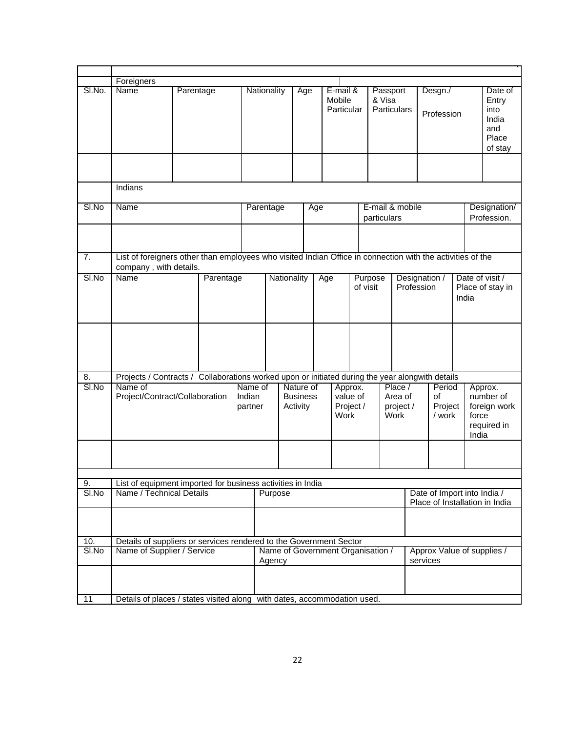| | |
|---|---|

| | Foreigners | | | | | | | |
|---|---|---|---|---|---|---|---|---|
| Sl.No. | Name | Parentage | Nationality | Age | E-mail & Mobile Particular | Passport & Visa Particulars | Desgn./ Profession | Date of Entry into India and Place of stay |
| | | | | | | | | |

| | Indians | | | | |
|---|---|---|---|---|---|
| Sl.No | Name | Parentage | Age | E-mail & mobile particulars | Designation/ Profession. |
| | | | | | |

| 7. | List of foreigners other than employees who visited Indian Office in connection with the activities of the company , with details. | | | | | | |
|---|---|---|---|---|---|---|---|
| Sl.No | Name | Parentage | Nationality | Age | Purpose of visit | Designation / Profession | Date of visit / Place of stay in India |
| | | | | | | | |

| 8. | Projects / Contracts / Collaborations worked upon or initiated during the year alongwith details | | | | | | |
|---|---|---|---|---|---|---|---|
| Sl.No | Name of Project/Contract/Collaboration | Name of Indian partner | Nature of Business Activity | Approx. value of Project / Work | Place / Area of project / Work | Period of Project / work | Approx. number of foreign work force required in India |
| | | | | | | | |

| 9. | List of equipment imported for business activities in India | | |
|---|---|---|---|
| Sl.No | Name / Technical Details | Purpose | Date of Import into India / Place of Installation in India |
| | | | |

| 10. | Details of suppliers or services rendered to the Government Sector | | |
|---|---|---|---|
| Sl.No | Name of Supplier / Service | Name of Government Organisation / Agency | Approx Value of supplies / services |
| | | | |
| 11 | Details of places / states visited along with dates, accommodation used. | | |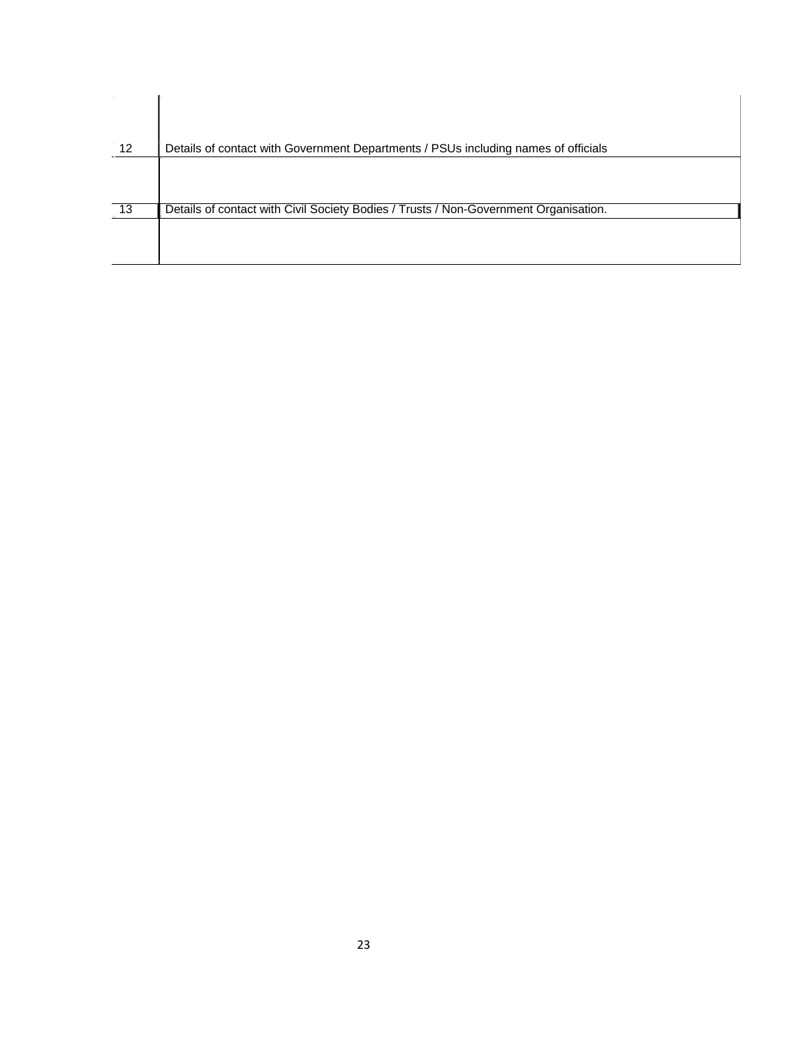| | |
|---|---|
| | |
| 12 | Details of contact with Government Departments / PSUs including names of officials |
| | |
| 13 | Details of contact with Civil Society Bodies / Trusts / Non-Government Organisation. |
| | |